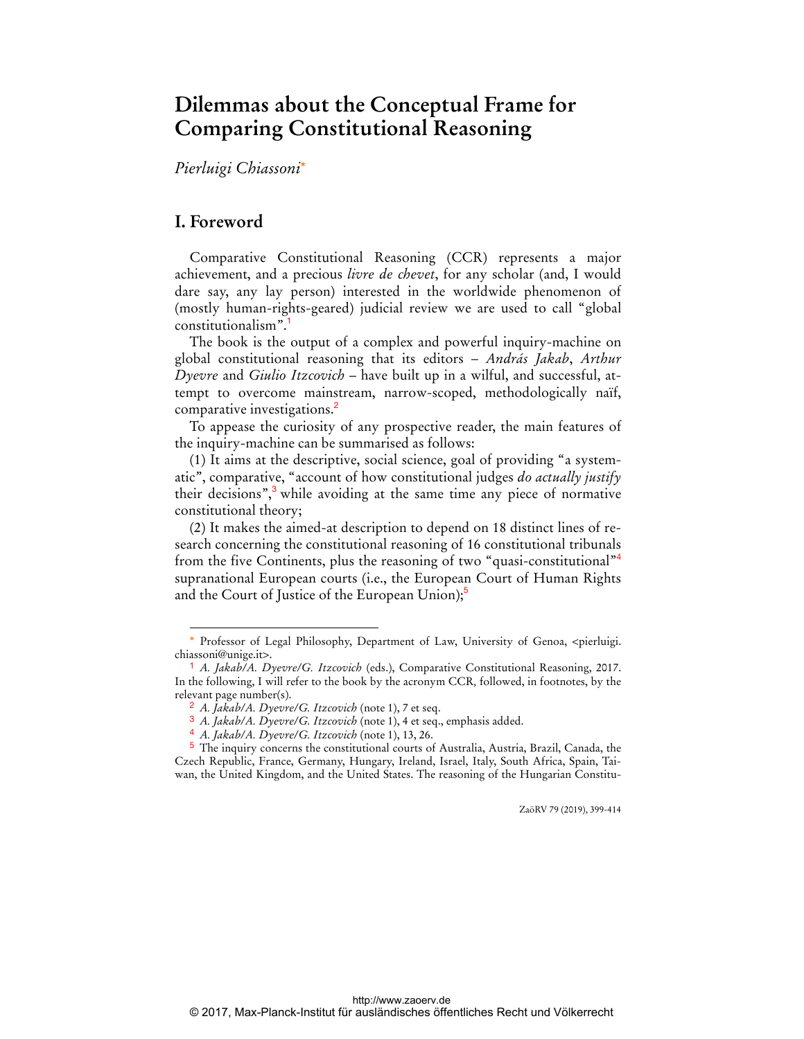# Dilemmas about the Conceptual Frame for Comparing Constitutional Reasoning

*Pierluigi Chiassoni*[*]

## I. Foreword

Comparative Constitutional Reasoning (CCR) represents a major achievement, and a precious *livre de chevet*, for any scholar (and, I would dare say, any lay person) interested in the worldwide phenomenon of (mostly human-rights-geared) judicial review we are used to call "global constitutionalism".[1]

The book is the output of a complex and powerful inquiry-machine on global constitutional reasoning that its editors – *András Jakab*, *Arthur Dyevre* and *Giulio Itzcovich* – have built up in a wilful, and successful, attempt to overcome mainstream, narrow-scoped, methodologically naïf, comparative investigations.[2]

To appease the curiosity of any prospective reader, the main features of the inquiry-machine can be summarised as follows:

(1) It aims at the descriptive, social science, goal of providing "a systematic", comparative, "account of how constitutional judges *do actually justify* their decisions",[3] while avoiding at the same time any piece of normative constitutional theory;

(2) It makes the aimed-at description to depend on 18 distinct lines of research concerning the constitutional reasoning of 16 constitutional tribunals from the five Continents, plus the reasoning of two "quasi-constitutional"[4] supranational European courts (i.e., the European Court of Human Rights and the Court of Justice of the European Union);[5]

---

[*] Professor of Legal Philosophy, Department of Law, University of Genoa, <pierluigi.chiassoni@unige.it>.

[1] *A. Jakab/A. Dyevre/G. Itzcovich* (eds.), Comparative Constitutional Reasoning, 2017. In the following, I will refer to the book by the acronym CCR, followed, in footnotes, by the relevant page number(s).

[2] *A. Jakab/A. Dyevre/G. Itzcovich* (note 1), 7 et seq.

[3] *A. Jakab/A. Dyevre/G. Itzcovich* (note 1), 4 et seq., emphasis added.

[4] *A. Jakab/A. Dyevre/G. Itzcovich* (note 1), 13, 26.

[5] The inquiry concerns the constitutional courts of Australia, Austria, Brazil, Canada, the Czech Republic, France, Germany, Hungary, Ireland, Israel, Italy, South Africa, Spain, Taiwan, the United Kingdom, and the United States. The reasoning of the Hungarian Constitu-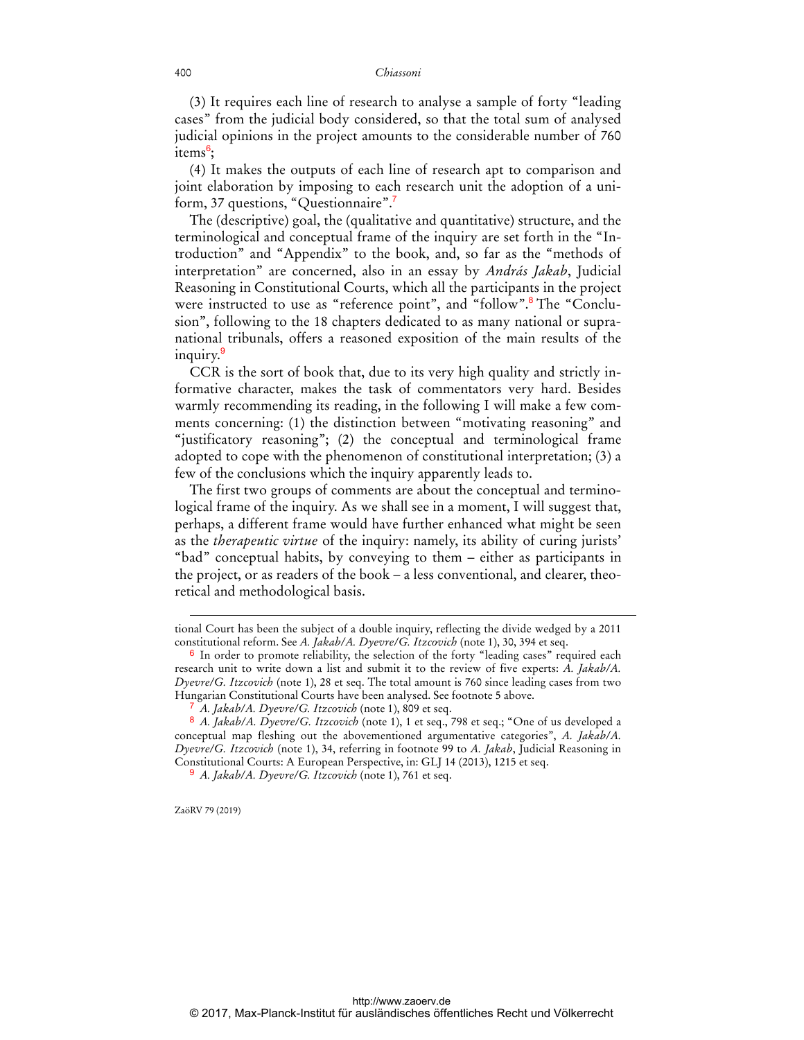(3) It requires each line of research to analyse a sample of forty "leading cases" from the judicial body considered, so that the total sum of analysed judicial opinions in the project amounts to the considerable number of 760 items[6];

(4) It makes the outputs of each line of research apt to comparison and joint elaboration by imposing to each research unit the adoption of a uniform, 37 questions, "Questionnaire".[7]

The (descriptive) goal, the (qualitative and quantitative) structure, and the terminological and conceptual frame of the inquiry are set forth in the "Introduction" and "Appendix" to the book, and, so far as the "methods of interpretation" are concerned, also in an essay by *András Jakab*, Judicial Reasoning in Constitutional Courts, which all the participants in the project were instructed to use as "reference point", and "follow".[8] The "Conclusion", following to the 18 chapters dedicated to as many national or supranational tribunals, offers a reasoned exposition of the main results of the inquiry.[9]

CCR is the sort of book that, due to its very high quality and strictly informative character, makes the task of commentators very hard. Besides warmly recommending its reading, in the following I will make a few comments concerning: (1) the distinction between "motivating reasoning" and "justificatory reasoning"; (2) the conceptual and terminological frame adopted to cope with the phenomenon of constitutional interpretation; (3) a few of the conclusions which the inquiry apparently leads to.

The first two groups of comments are about the conceptual and terminological frame of the inquiry. As we shall see in a moment, I will suggest that, perhaps, a different frame would have further enhanced what might be seen as the *therapeutic virtue* of the inquiry: namely, its ability of curing jurists' "bad" conceptual habits, by conveying to them – either as participants in the project, or as readers of the book – a less conventional, and clearer, theoretical and methodological basis.

---

tional Court has been the subject of a double inquiry, reflecting the divide wedged by a 2011 constitutional reform. See *A. Jakab/A. Dyevre/G. Itzcovich* (note 1), 30, 394 et seq.

[6] In order to promote reliability, the selection of the forty "leading cases" required each research unit to write down a list and submit it to the review of five experts: *A. Jakab/A. Dyevre/G. Itzcovich* (note 1), 28 et seq. The total amount is 760 since leading cases from two Hungarian Constitutional Courts have been analysed. See footnote 5 above.

[7] *A. Jakab/A. Dyevre/G. Itzcovich* (note 1), 809 et seq.

[8] *A. Jakab/A. Dyevre/G. Itzcovich* (note 1), 1 et seq., 798 et seq.; "One of us developed a conceptual map fleshing out the abovementioned argumentative categories", *A. Jakab/A. Dyevre/G. Itzcovich* (note 1), 34, referring in footnote 99 to *A. Jakab*, Judicial Reasoning in Constitutional Courts: A European Perspective, in: GLJ 14 (2013), 1215 et seq.

[9] *A. Jakab/A. Dyevre/G. Itzcovich* (note 1), 761 et seq.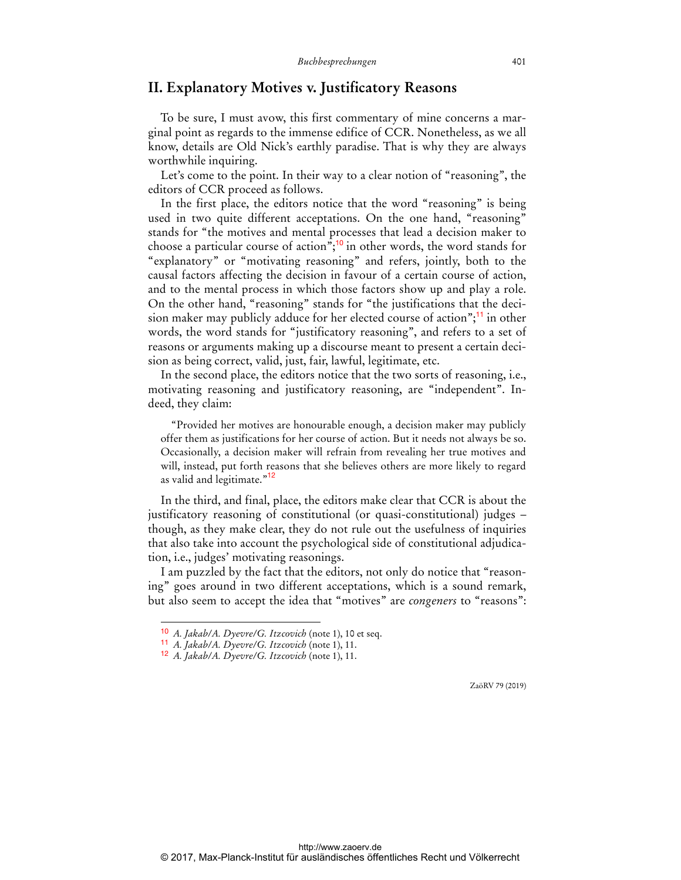## II. Explanatory Motives v. Justificatory Reasons

To be sure, I must avow, this first commentary of mine concerns a marginal point as regards to the immense edifice of CCR. Nonetheless, as we all know, details are Old Nick's earthly paradise. That is why they are always worthwhile inquiring.

Let's come to the point. In their way to a clear notion of "reasoning", the editors of CCR proceed as follows.

In the first place, the editors notice that the word "reasoning" is being used in two quite different acceptations. On the one hand, "reasoning" stands for "the motives and mental processes that lead a decision maker to choose a particular course of action";[10] in other words, the word stands for "explanatory" or "motivating reasoning" and refers, jointly, both to the causal factors affecting the decision in favour of a certain course of action, and to the mental process in which those factors show up and play a role. On the other hand, "reasoning" stands for "the justifications that the decision maker may publicly adduce for her elected course of action";[11] in other words, the word stands for "justificatory reasoning", and refers to a set of reasons or arguments making up a discourse meant to present a certain decision as being correct, valid, just, fair, lawful, legitimate, etc.

In the second place, the editors notice that the two sorts of reasoning, i.e., motivating reasoning and justificatory reasoning, are "independent". Indeed, they claim:

> "Provided her motives are honourable enough, a decision maker may publicly offer them as justifications for her course of action. But it needs not always be so. Occasionally, a decision maker will refrain from revealing her true motives and will, instead, put forth reasons that she believes others are more likely to regard as valid and legitimate."[12]

In the third, and final, place, the editors make clear that CCR is about the justificatory reasoning of constitutional (or quasi-constitutional) judges – though, as they make clear, they do not rule out the usefulness of inquiries that also take into account the psychological side of constitutional adjudication, i.e., judges' motivating reasonings.

I am puzzled by the fact that the editors, not only do notice that "reasoning" goes around in two different acceptations, which is a sound remark, but also seem to accept the idea that "motives" are *congeners* to "reasons":

---

[10] *A. Jakab/A. Dyevre/G. Itzcovich* (note 1), 10 et seq.

[11] *A. Jakab/A. Dyevre/G. Itzcovich* (note 1), 11.

[12] *A. Jakab/A. Dyevre/G. Itzcovich* (note 1), 11.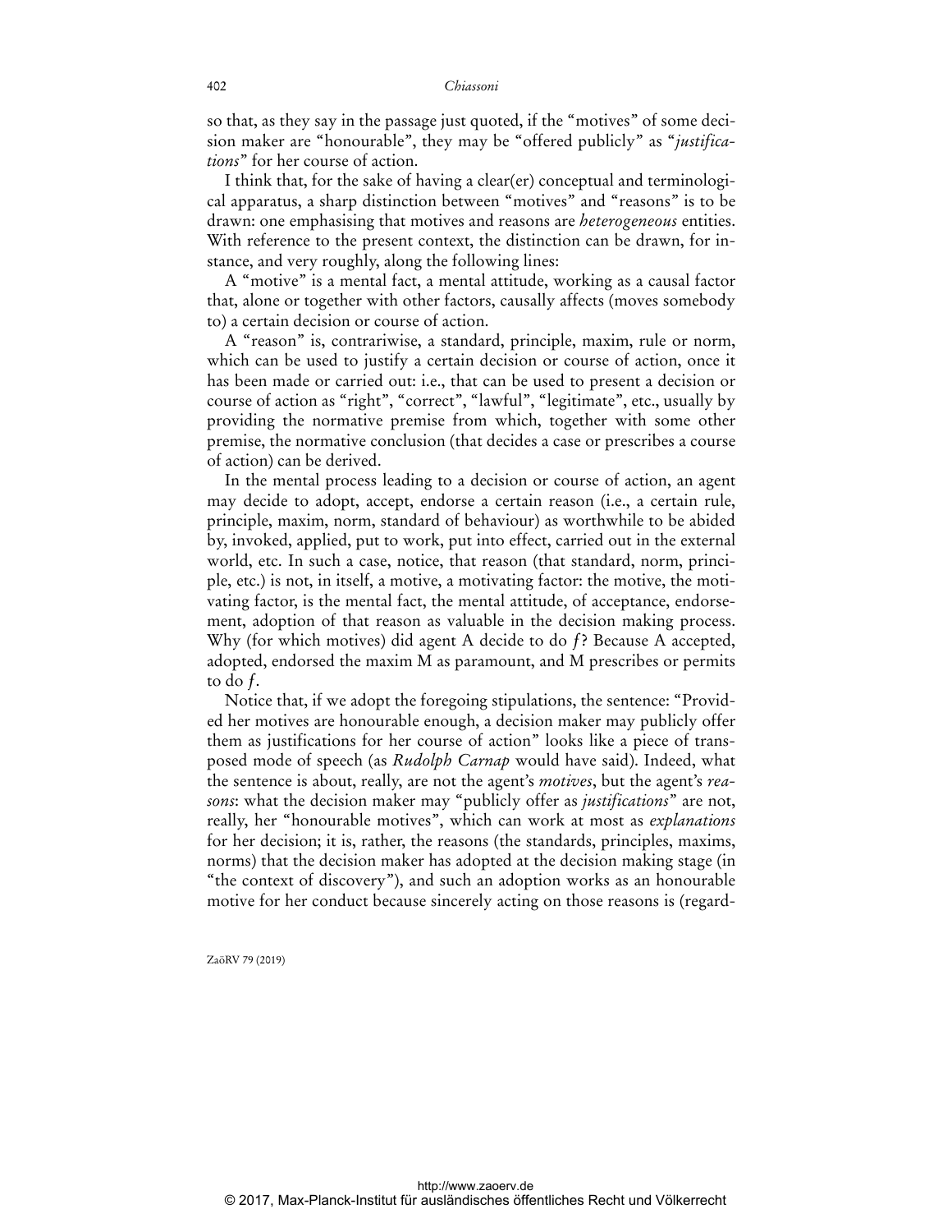so that, as they say in the passage just quoted, if the "motives" of some decision maker are "honourable", they may be "offered publicly" as "*justifications*" for her course of action.

I think that, for the sake of having a clear(er) conceptual and terminological apparatus, a sharp distinction between "motives" and "reasons" is to be drawn: one emphasising that motives and reasons are *heterogeneous* entities. With reference to the present context, the distinction can be drawn, for instance, and very roughly, along the following lines:

A "motive" is a mental fact, a mental attitude, working as a causal factor that, alone or together with other factors, causally affects (moves somebody to) a certain decision or course of action.

A "reason" is, contrariwise, a standard, principle, maxim, rule or norm, which can be used to justify a certain decision or course of action, once it has been made or carried out: i.e., that can be used to present a decision or course of action as "right", "correct", "lawful", "legitimate", etc., usually by providing the normative premise from which, together with some other premise, the normative conclusion (that decides a case or prescribes a course of action) can be derived.

In the mental process leading to a decision or course of action, an agent may decide to adopt, accept, endorse a certain reason (i.e., a certain rule, principle, maxim, norm, standard of behaviour) as worthwhile to be abided by, invoked, applied, put to work, put into effect, carried out in the external world, etc. In such a case, notice, that reason (that standard, norm, principle, etc.) is not, in itself, a motive, a motivating factor: the motive, the motivating factor, is the mental fact, the mental attitude, of acceptance, endorsement, adoption of that reason as valuable in the decision making process. Why (for which motives) did agent A decide to do *f*? Because A accepted, adopted, endorsed the maxim M as paramount, and M prescribes or permits to do *f*.

Notice that, if we adopt the foregoing stipulations, the sentence: "Provided her motives are honourable enough, a decision maker may publicly offer them as justifications for her course of action" looks like a piece of transposed mode of speech (as *Rudolph Carnap* would have said). Indeed, what the sentence is about, really, are not the agent's *motives*, but the agent's *reasons*: what the decision maker may "publicly offer as *justifications*" are not, really, her "honourable motives", which can work at most as *explanations* for her decision; it is, rather, the reasons (the standards, principles, maxims, norms) that the decision maker has adopted at the decision making stage (in "the context of discovery"), and such an adoption works as an honourable motive for her conduct because sincerely acting on those reasons is (regard-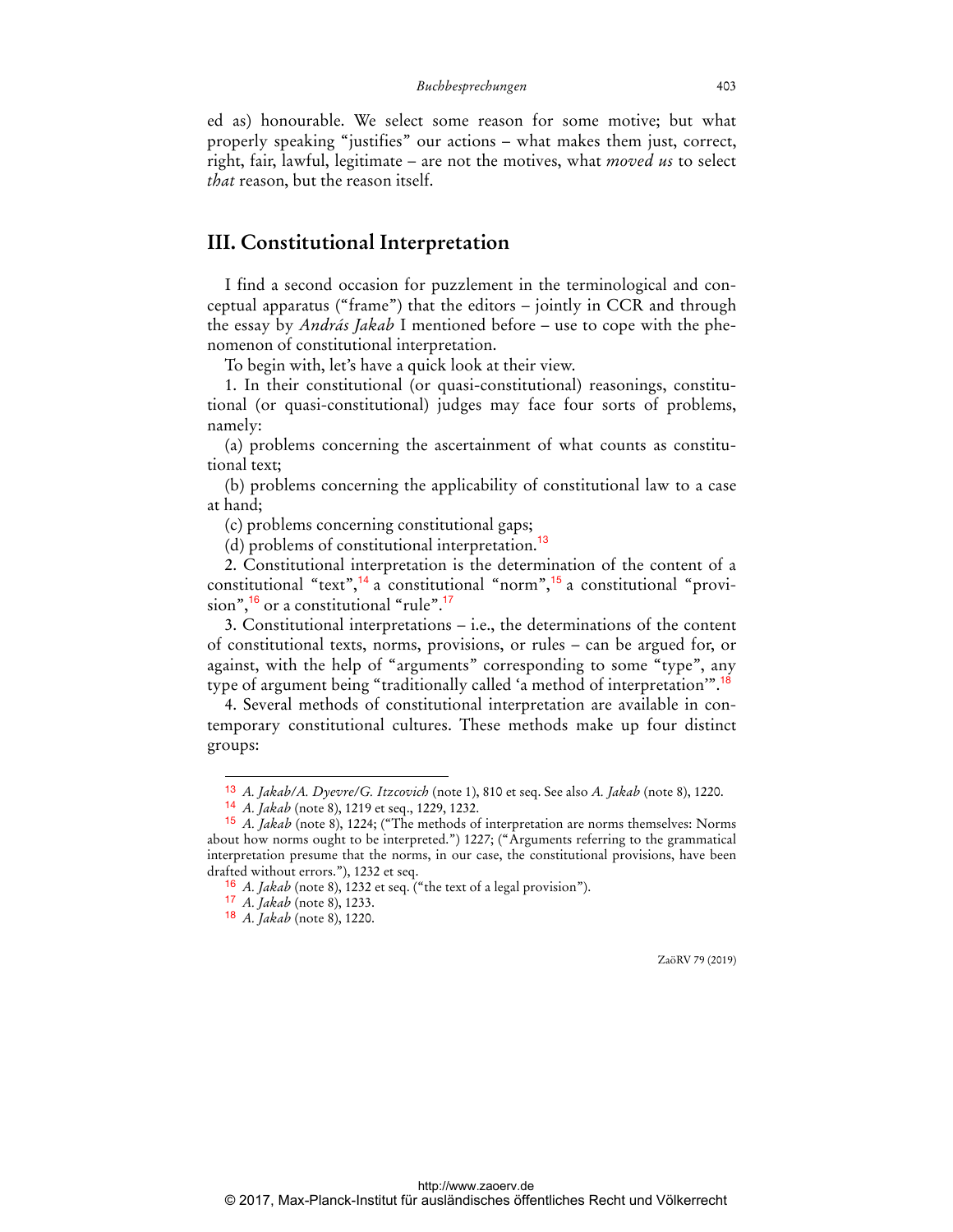ed as) honourable. We select some reason for some motive; but what properly speaking "justifies" our actions – what makes them just, correct, right, fair, lawful, legitimate – are not the motives, what *moved us* to select *that* reason, but the reason itself.

## III. Constitutional Interpretation

I find a second occasion for puzzlement in the terminological and conceptual apparatus ("frame") that the editors – jointly in CCR and through the essay by *András Jakab* I mentioned before – use to cope with the phenomenon of constitutional interpretation.

To begin with, let's have a quick look at their view.

1. In their constitutional (or quasi-constitutional) reasonings, constitutional (or quasi-constitutional) judges may face four sorts of problems, namely:

(a) problems concerning the ascertainment of what counts as constitutional text;

(b) problems concerning the applicability of constitutional law to a case at hand;

(c) problems concerning constitutional gaps;

(d) problems of constitutional interpretation.[13]

2. Constitutional interpretation is the determination of the content of a constitutional "text",[14] a constitutional "norm",[15] a constitutional "provision",[16] or a constitutional "rule".[17]

3. Constitutional interpretations – i.e., the determinations of the content of constitutional texts, norms, provisions, or rules – can be argued for, or against, with the help of "arguments" corresponding to some "type", any type of argument being "traditionally called 'a method of interpretation'".[18]

4. Several methods of constitutional interpretation are available in contemporary constitutional cultures. These methods make up four distinct groups:

---

[13] *A. Jakab/A. Dyevre/G. Itzcovich* (note 1), 810 et seq. See also *A. Jakab* (note 8), 1220.

[14] *A. Jakab* (note 8), 1219 et seq., 1229, 1232.

[15] *A. Jakab* (note 8), 1224; ("The methods of interpretation are norms themselves: Norms about how norms ought to be interpreted.") 1227; ("Arguments referring to the grammatical interpretation presume that the norms, in our case, the constitutional provisions, have been drafted without errors."), 1232 et seq.

[16] *A. Jakab* (note 8), 1232 et seq. ("the text of a legal provision").

[17] *A. Jakab* (note 8), 1233.

[18] *A. Jakab* (note 8), 1220.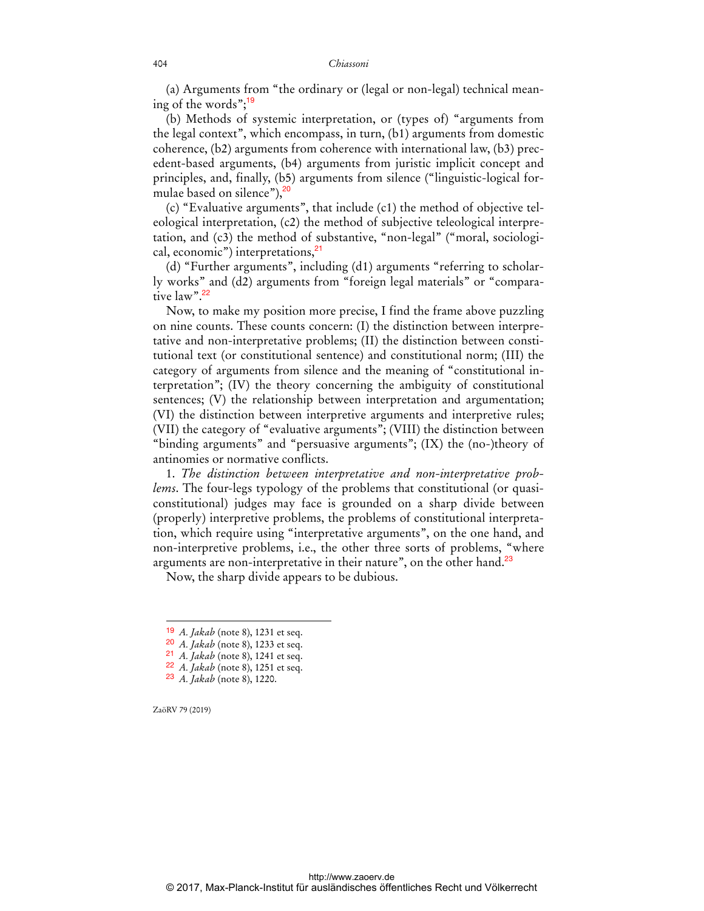(a) Arguments from "the ordinary or (legal or non-legal) technical meaning of the words";[19]

(b) Methods of systemic interpretation, or (types of) "arguments from the legal context", which encompass, in turn, (b1) arguments from domestic coherence, (b2) arguments from coherence with international law, (b3) precedent-based arguments, (b4) arguments from juristic implicit concept and principles, and, finally, (b5) arguments from silence ("linguistic-logical formulae based on silence"),[20]

(c) "Evaluative arguments", that include (c1) the method of objective teleological interpretation, (c2) the method of subjective teleological interpretation, and (c3) the method of substantive, "non-legal" ("moral, sociological, economic") interpretations,[21]

(d) "Further arguments", including (d1) arguments "referring to scholarly works" and (d2) arguments from "foreign legal materials" or "comparative law".[22]

Now, to make my position more precise, I find the frame above puzzling on nine counts. These counts concern: (I) the distinction between interpretative and non-interpretative problems; (II) the distinction between constitutional text (or constitutional sentence) and constitutional norm; (III) the category of arguments from silence and the meaning of "constitutional interpretation"; (IV) the theory concerning the ambiguity of constitutional sentences; (V) the relationship between interpretation and argumentation; (VI) the distinction between interpretive arguments and interpretive rules; (VII) the category of "evaluative arguments"; (VIII) the distinction between "binding arguments" and "persuasive arguments"; (IX) the (no-)theory of antinomies or normative conflicts.

1. *The distinction between interpretative and non-interpretative problems*. The four-legs typology of the problems that constitutional (or quasi-constitutional) judges may face is grounded on a sharp divide between (properly) interpretive problems, the problems of constitutional interpretation, which require using "interpretative arguments", on the one hand, and non-interpretive problems, i.e., the other three sorts of problems, "where arguments are non-interpretative in their nature", on the other hand.[23]

Now, the sharp divide appears to be dubious.

---

[19] *A. Jakab* (note 8), 1231 et seq.

[20] *A. Jakab* (note 8), 1233 et seq.

[21] *A. Jakab* (note 8), 1241 et seq.

[22] *A. Jakab* (note 8), 1251 et seq.

[23] *A. Jakab* (note 8), 1220.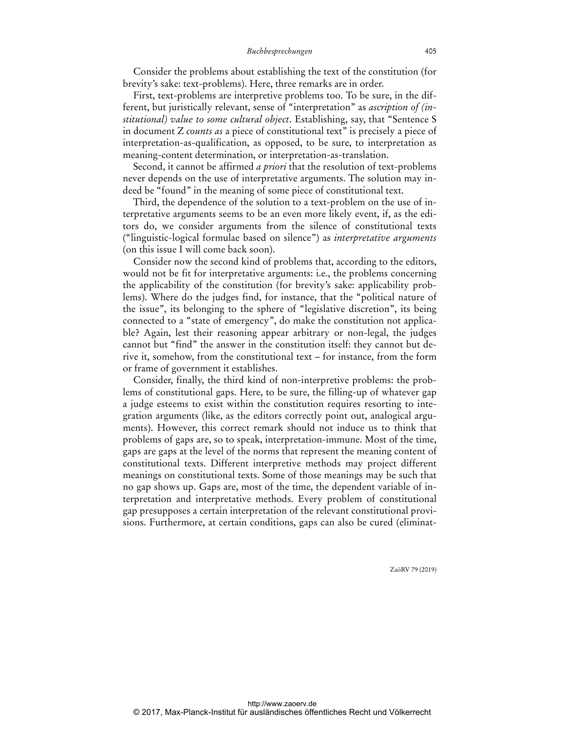Consider the problems about establishing the text of the constitution (for brevity's sake: text-problems). Here, three remarks are in order.

First, text-problems are interpretive problems too. To be sure, in the different, but juristically relevant, sense of "interpretation" as *ascription of (institutional) value to some cultural object*. Establishing, say, that "Sentence S in document Z *counts as* a piece of constitutional text" is precisely a piece of interpretation-as-qualification, as opposed, to be sure, to interpretation as meaning-content determination, or interpretation-as-translation.

Second, it cannot be affirmed *a priori* that the resolution of text-problems never depends on the use of interpretative arguments. The solution may indeed be "found" in the meaning of some piece of constitutional text.

Third, the dependence of the solution to a text-problem on the use of interpretative arguments seems to be an even more likely event, if, as the editors do, we consider arguments from the silence of constitutional texts ("linguistic-logical formulae based on silence") as *interpretative arguments* (on this issue I will come back soon).

Consider now the second kind of problems that, according to the editors, would not be fit for interpretative arguments: i.e., the problems concerning the applicability of the constitution (for brevity's sake: applicability problems). Where do the judges find, for instance, that the "political nature of the issue", its belonging to the sphere of "legislative discretion", its being connected to a "state of emergency", do make the constitution not applicable? Again, lest their reasoning appear arbitrary or non-legal, the judges cannot but "find" the answer in the constitution itself: they cannot but derive it, somehow, from the constitutional text – for instance, from the form or frame of government it establishes.

Consider, finally, the third kind of non-interpretive problems: the problems of constitutional gaps. Here, to be sure, the filling-up of whatever gap a judge esteems to exist within the constitution requires resorting to integration arguments (like, as the editors correctly point out, analogical arguments). However, this correct remark should not induce us to think that problems of gaps are, so to speak, interpretation-immune. Most of the time, gaps are gaps at the level of the norms that represent the meaning content of constitutional texts. Different interpretive methods may project different meanings on constitutional texts. Some of those meanings may be such that no gap shows up. Gaps are, most of the time, the dependent variable of interpretation and interpretative methods. Every problem of constitutional gap presupposes a certain interpretation of the relevant constitutional provisions. Furthermore, at certain conditions, gaps can also be cured (eliminat-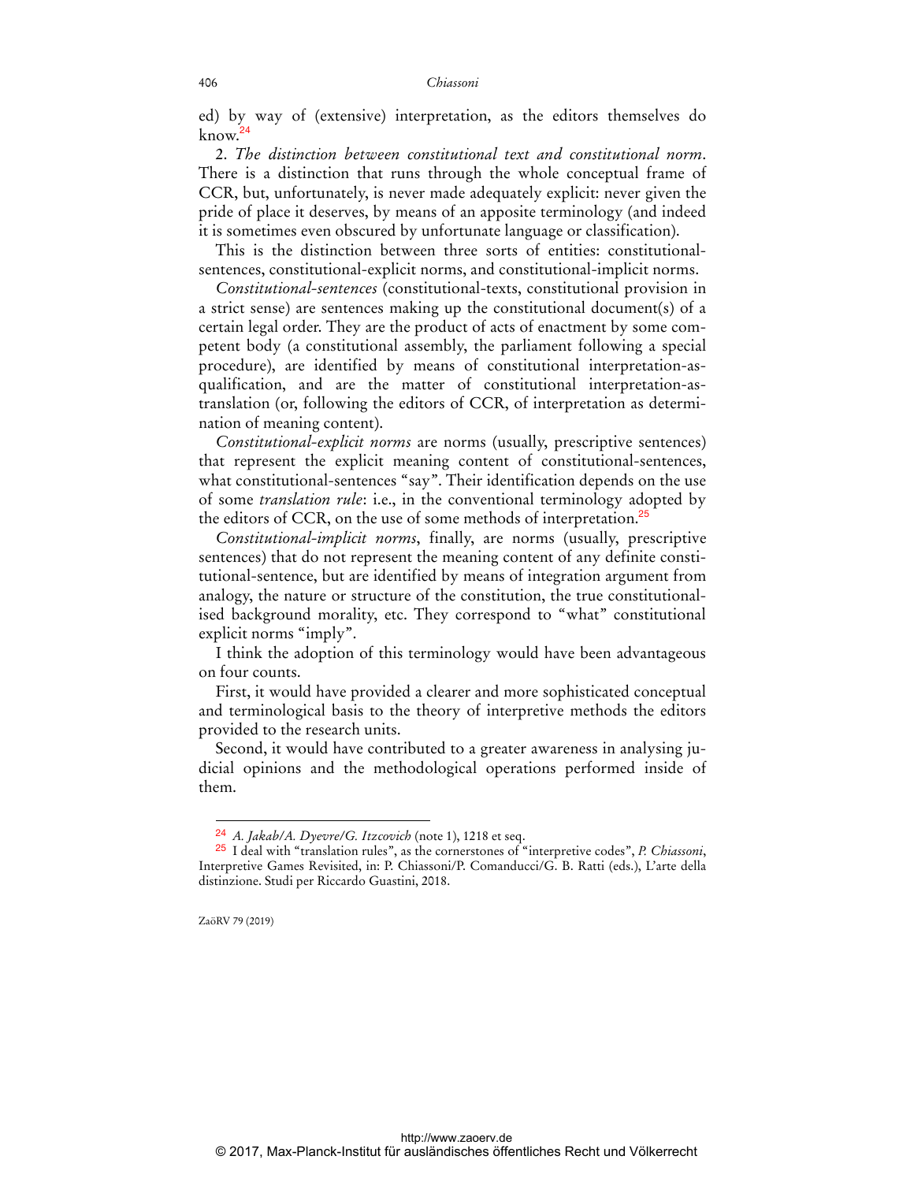ed) by way of (extensive) interpretation, as the editors themselves do know.[24]

2. *The distinction between constitutional text and constitutional norm*. There is a distinction that runs through the whole conceptual frame of CCR, but, unfortunately, is never made adequately explicit: never given the pride of place it deserves, by means of an apposite terminology (and indeed it is sometimes even obscured by unfortunate language or classification).

This is the distinction between three sorts of entities: constitutional-sentences, constitutional-explicit norms, and constitutional-implicit norms.

*Constitutional-sentences* (constitutional-texts, constitutional provision in a strict sense) are sentences making up the constitutional document(s) of a certain legal order. They are the product of acts of enactment by some competent body (a constitutional assembly, the parliament following a special procedure), are identified by means of constitutional interpretation-as-qualification, and are the matter of constitutional interpretation-as-translation (or, following the editors of CCR, of interpretation as determination of meaning content).

*Constitutional-explicit norms* are norms (usually, prescriptive sentences) that represent the explicit meaning content of constitutional-sentences, what constitutional-sentences "say". Their identification depends on the use of some *translation rule*: i.e., in the conventional terminology adopted by the editors of CCR, on the use of some methods of interpretation.[25]

*Constitutional-implicit norms*, finally, are norms (usually, prescriptive sentences) that do not represent the meaning content of any definite constitutional-sentence, but are identified by means of integration argument from analogy, the nature or structure of the constitution, the true constitutionalised background morality, etc. They correspond to "what" constitutional explicit norms "imply".

I think the adoption of this terminology would have been advantageous on four counts.

First, it would have provided a clearer and more sophisticated conceptual and terminological basis to the theory of interpretive methods the editors provided to the research units.

Second, it would have contributed to a greater awareness in analysing judicial opinions and the methodological operations performed inside of them.

---

[24] *A. Jakab/A. Dyevre/G. Itzcovich* (note 1), 1218 et seq.

[25] I deal with "translation rules", as the cornerstones of "interpretive codes", *P. Chiassoni*, Interpretive Games Revisited, in: P. Chiassoni/P. Comanducci/G. B. Ratti (eds.), L'arte della distinzione. Studi per Riccardo Guastini, 2018.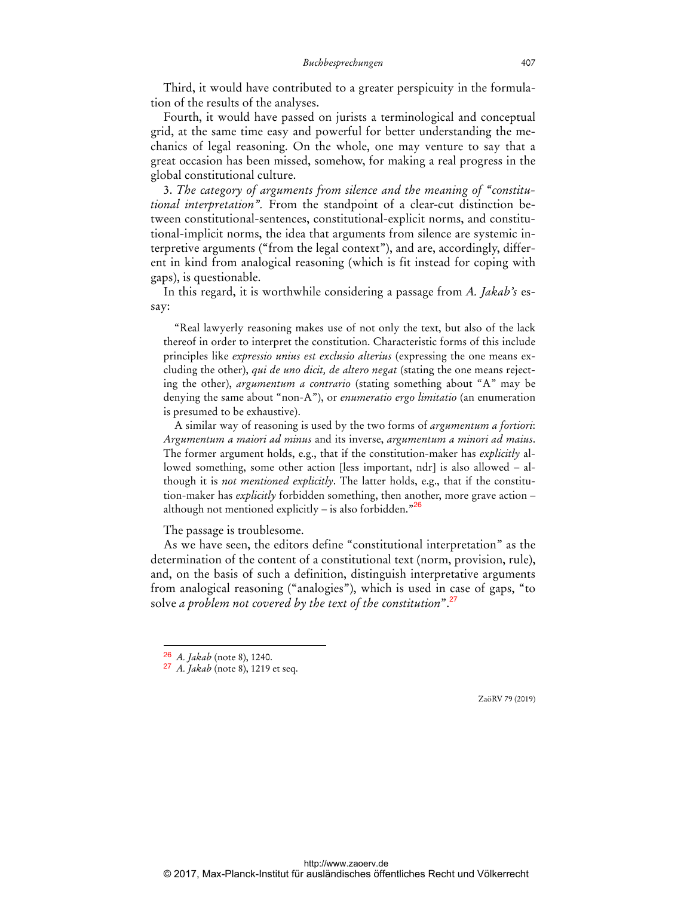Third, it would have contributed to a greater perspicuity in the formulation of the results of the analyses.

Fourth, it would have passed on jurists a terminological and conceptual grid, at the same time easy and powerful for better understanding the mechanics of legal reasoning. On the whole, one may venture to say that a great occasion has been missed, somehow, for making a real progress in the global constitutional culture.

3. *The category of arguments from silence and the meaning of "constitutional interpretation".* From the standpoint of a clear-cut distinction between constitutional-sentences, constitutional-explicit norms, and constitutional-implicit norms, the idea that arguments from silence are systemic interpretive arguments ("from the legal context"), and are, accordingly, different in kind from analogical reasoning (which is fit instead for coping with gaps), is questionable.

In this regard, it is worthwhile considering a passage from *A. Jakab's* essay:

> "Real lawyerly reasoning makes use of not only the text, but also of the lack thereof in order to interpret the constitution. Characteristic forms of this include principles like *expressio unius est exclusio alterius* (expressing the one means excluding the other), *qui de uno dicit, de altero negat* (stating the one means rejecting the other), *argumentum a contrario* (stating something about "A" may be denying the same about "non-A"), or *enumeratio ergo limitatio* (an enumeration is presumed to be exhaustive).
>
> A similar way of reasoning is used by the two forms of *argumentum a fortiori*: *Argumentum a maiori ad minus* and its inverse, *argumentum a minori ad maius*. The former argument holds, e.g., that if the constitution-maker has *explicitly* allowed something, some other action [less important, ndr] is also allowed – although it is *not mentioned explicitly*. The latter holds, e.g., that if the constitution-maker has *explicitly* forbidden something, then another, more grave action – although not mentioned explicitly – is also forbidden."[26]

The passage is troublesome.

As we have seen, the editors define "constitutional interpretation" as the determination of the content of a constitutional text (norm, provision, rule), and, on the basis of such a definition, distinguish interpretative arguments from analogical reasoning ("analogies"), which is used in case of gaps, "to solve *a problem not covered by the text of the constitution*".[27]

---

[26] *A. Jakab* (note 8), 1240.

[27] *A. Jakab* (note 8), 1219 et seq.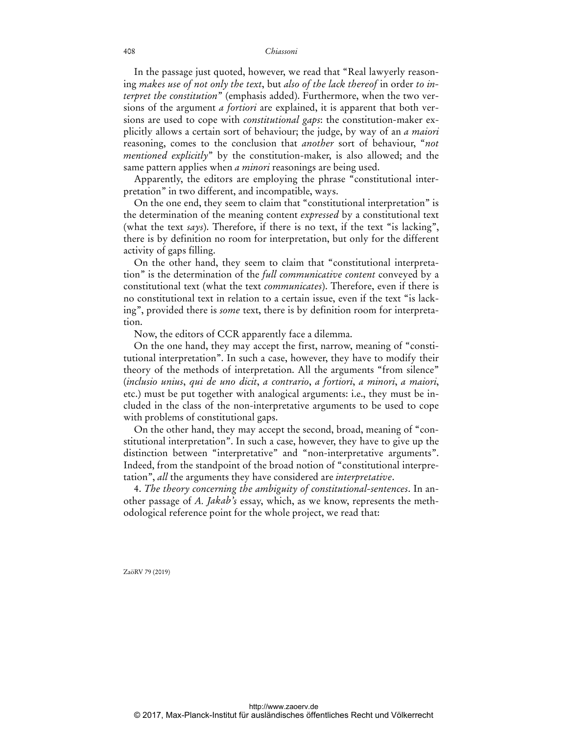In the passage just quoted, however, we read that "Real lawyerly reasoning *makes use of not only the text*, but *also of the lack thereof* in order *to interpret the constitution*" (emphasis added). Furthermore, when the two versions of the argument *a fortiori* are explained, it is apparent that both versions are used to cope with *constitutional gaps*: the constitution-maker explicitly allows a certain sort of behaviour; the judge, by way of an *a maiori* reasoning, comes to the conclusion that *another* sort of behaviour, "*not mentioned explicitly*" by the constitution-maker, is also allowed; and the same pattern applies when *a minori* reasonings are being used.

Apparently, the editors are employing the phrase "constitutional interpretation" in two different, and incompatible, ways.

On the one end, they seem to claim that "constitutional interpretation" is the determination of the meaning content *expressed* by a constitutional text (what the text *says*). Therefore, if there is no text, if the text "is lacking", there is by definition no room for interpretation, but only for the different activity of gaps filling.

On the other hand, they seem to claim that "constitutional interpretation" is the determination of the *full communicative content* conveyed by a constitutional text (what the text *communicates*). Therefore, even if there is no constitutional text in relation to a certain issue, even if the text "is lacking", provided there is *some* text, there is by definition room for interpretation.

Now, the editors of CCR apparently face a dilemma.

On the one hand, they may accept the first, narrow, meaning of "constitutional interpretation". In such a case, however, they have to modify their theory of the methods of interpretation. All the arguments "from silence" (*inclusio unius*, *qui de uno dicit*, *a contrario*, *a fortiori*, *a minori*, *a maiori*, etc.) must be put together with analogical arguments: i.e., they must be included in the class of the non-interpretative arguments to be used to cope with problems of constitutional gaps.

On the other hand, they may accept the second, broad, meaning of "constitutional interpretation". In such a case, however, they have to give up the distinction between "interpretative" and "non-interpretative arguments". Indeed, from the standpoint of the broad notion of "constitutional interpretation", *all* the arguments they have considered are *interpretative*.

4. *The theory concerning the ambiguity of constitutional-sentences*. In another passage of *A. Jakab's* essay, which, as we know, represents the methodological reference point for the whole project, we read that: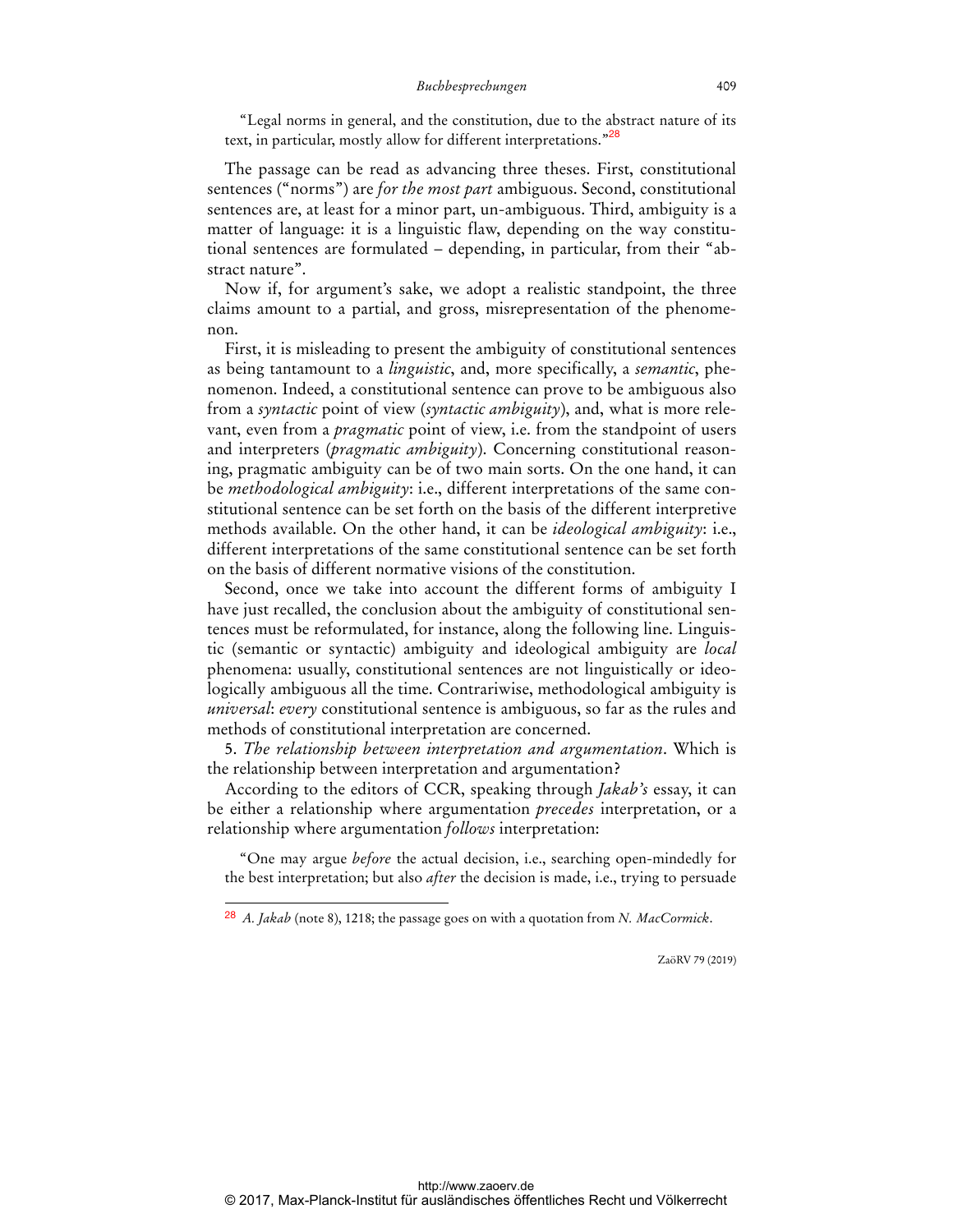> "Legal norms in general, and the constitution, due to the abstract nature of its text, in particular, mostly allow for different interpretations."[28]

The passage can be read as advancing three theses. First, constitutional sentences ("norms") are *for the most part* ambiguous. Second, constitutional sentences are, at least for a minor part, un-ambiguous. Third, ambiguity is a matter of language: it is a linguistic flaw, depending on the way constitutional sentences are formulated – depending, in particular, from their "abstract nature".

Now if, for argument's sake, we adopt a realistic standpoint, the three claims amount to a partial, and gross, misrepresentation of the phenomenon.

First, it is misleading to present the ambiguity of constitutional sentences as being tantamount to a *linguistic*, and, more specifically, a *semantic*, phenomenon. Indeed, a constitutional sentence can prove to be ambiguous also from a *syntactic* point of view (*syntactic ambiguity*), and, what is more relevant, even from a *pragmatic* point of view, i.e. from the standpoint of users and interpreters (*pragmatic ambiguity*). Concerning constitutional reasoning, pragmatic ambiguity can be of two main sorts. On the one hand, it can be *methodological ambiguity*: i.e., different interpretations of the same constitutional sentence can be set forth on the basis of the different interpretive methods available. On the other hand, it can be *ideological ambiguity*: i.e., different interpretations of the same constitutional sentence can be set forth on the basis of different normative visions of the constitution.

Second, once we take into account the different forms of ambiguity I have just recalled, the conclusion about the ambiguity of constitutional sentences must be reformulated, for instance, along the following line. Linguistic (semantic or syntactic) ambiguity and ideological ambiguity are *local* phenomena: usually, constitutional sentences are not linguistically or ideologically ambiguous all the time. Contrariwise, methodological ambiguity is *universal*: *every* constitutional sentence is ambiguous, so far as the rules and methods of constitutional interpretation are concerned.

5. *The relationship between interpretation and argumentation*. Which is the relationship between interpretation and argumentation?

According to the editors of CCR, speaking through *Jakab's* essay, it can be either a relationship where argumentation *precedes* interpretation, or a relationship where argumentation *follows* interpretation:

> "One may argue *before* the actual decision, i.e., searching open-mindedly for the best interpretation; but also *after* the decision is made, i.e., trying to persuade

---

[28] *A. Jakab* (note 8), 1218; the passage goes on with a quotation from *N. MacCormick*.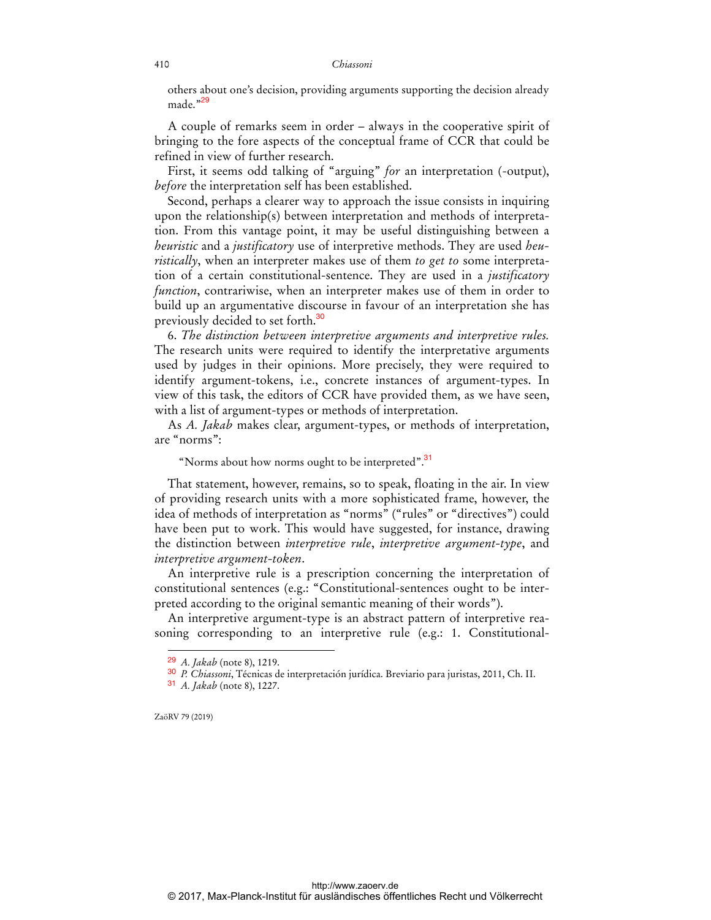others about one's decision, providing arguments supporting the decision already made."[29]

A couple of remarks seem in order – always in the cooperative spirit of bringing to the fore aspects of the conceptual frame of CCR that could be refined in view of further research.

First, it seems odd talking of "arguing" *for* an interpretation (-output), *before* the interpretation self has been established.

Second, perhaps a clearer way to approach the issue consists in inquiring upon the relationship(s) between interpretation and methods of interpretation. From this vantage point, it may be useful distinguishing between a *heuristic* and a *justificatory* use of interpretive methods. They are used *heuristically*, when an interpreter makes use of them *to get to* some interpretation of a certain constitutional-sentence. They are used in a *justificatory function*, contrariwise, when an interpreter makes use of them in order to build up an argumentative discourse in favour of an interpretation she has previously decided to set forth.[30]

6. *The distinction between interpretive arguments and interpretive rules.* The research units were required to identify the interpretative arguments used by judges in their opinions. More precisely, they were required to identify argument-tokens, i.e., concrete instances of argument-types. In view of this task, the editors of CCR have provided them, as we have seen, with a list of argument-types or methods of interpretation.

As *A. Jakab* makes clear, argument-types, or methods of interpretation, are "norms":

> "Norms about how norms ought to be interpreted".[31]

That statement, however, remains, so to speak, floating in the air. In view of providing research units with a more sophisticated frame, however, the idea of methods of interpretation as "norms" ("rules" or "directives") could have been put to work. This would have suggested, for instance, drawing the distinction between *interpretive rule*, *interpretive argument-type*, and *interpretive argument-token*.

An interpretive rule is a prescription concerning the interpretation of constitutional sentences (e.g.: "Constitutional-sentences ought to be interpreted according to the original semantic meaning of their words").

An interpretive argument-type is an abstract pattern of interpretive reasoning corresponding to an interpretive rule (e.g.: 1. Constitutional-

---

[29] *A. Jakab* (note 8), 1219.

[30] *P. Chiassoni*, Técnicas de interpretación jurídica. Breviario para juristas, 2011, Ch. II.

[31] *A. Jakab* (note 8), 1227.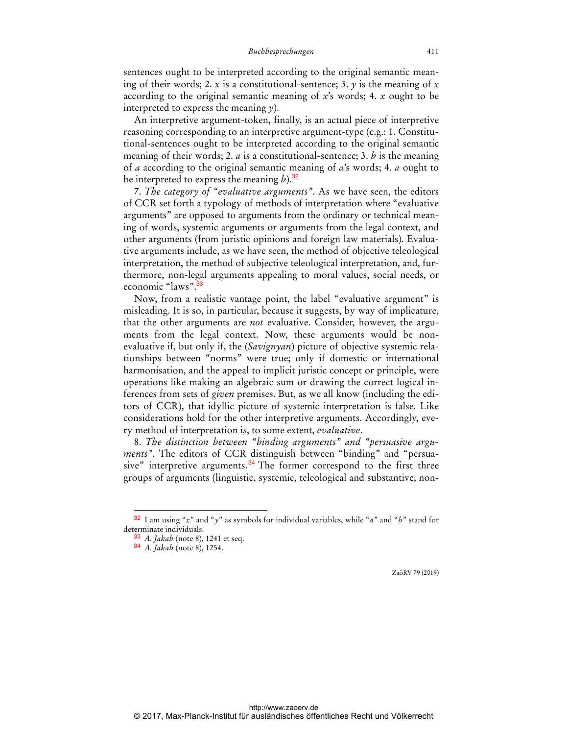sentences ought to be interpreted according to the original semantic meaning of their words; 2. *x* is a constitutional-sentence; 3. *y* is the meaning of *x* according to the original semantic meaning of *x*'s words; 4. *x* ought to be interpreted to express the meaning *y*).

An interpretive argument-token, finally, is an actual piece of interpretive reasoning corresponding to an interpretive argument-type (e.g.: 1. Constitutional-sentences ought to be interpreted according to the original semantic meaning of their words; 2. *a* is a constitutional-sentence; 3. *b* is the meaning of *a* according to the original semantic meaning of *a*'s words; 4. *a* ought to be interpreted to express the meaning *b*).[32]

7. *The category of "evaluative arguments"*. As we have seen, the editors of CCR set forth a typology of methods of interpretation where "evaluative arguments" are opposed to arguments from the ordinary or technical meaning of words, systemic arguments or arguments from the legal context, and other arguments (from juristic opinions and foreign law materials). Evaluative arguments include, as we have seen, the method of objective teleological interpretation, the method of subjective teleological interpretation, and, furthermore, non-legal arguments appealing to moral values, social needs, or economic "laws".[33]

Now, from a realistic vantage point, the label "evaluative argument" is misleading. It is so, in particular, because it suggests, by way of implicature, that the other arguments are *not* evaluative. Consider, however, the arguments from the legal context. Now, these arguments would be non-evaluative if, but only if, the (*Savignyan*) picture of objective systemic relationships between "norms" were true; only if domestic or international harmonisation, and the appeal to implicit juristic concept or principle, were operations like making an algebraic sum or drawing the correct logical inferences from sets of *given* premises. But, as we all know (including the editors of CCR), that idyllic picture of systemic interpretation is false. Like considerations hold for the other interpretive arguments. Accordingly, every method of interpretation is, to some extent, *evaluative*.

8. *The distinction between "binding arguments" and "persuasive arguments"*. The editors of CCR distinguish between "binding" and "persuasive" interpretive arguments.[34] The former correspond to the first three groups of arguments (linguistic, systemic, teleological and substantive, non-

---

[32] I am using "*x*" and "*y*" as symbols for individual variables, while "*a*" and "*b*" stand for determinate individuals.

[33] *A. Jakab* (note 8), 1241 et seq.

[34] *A. Jakab* (note 8), 1254.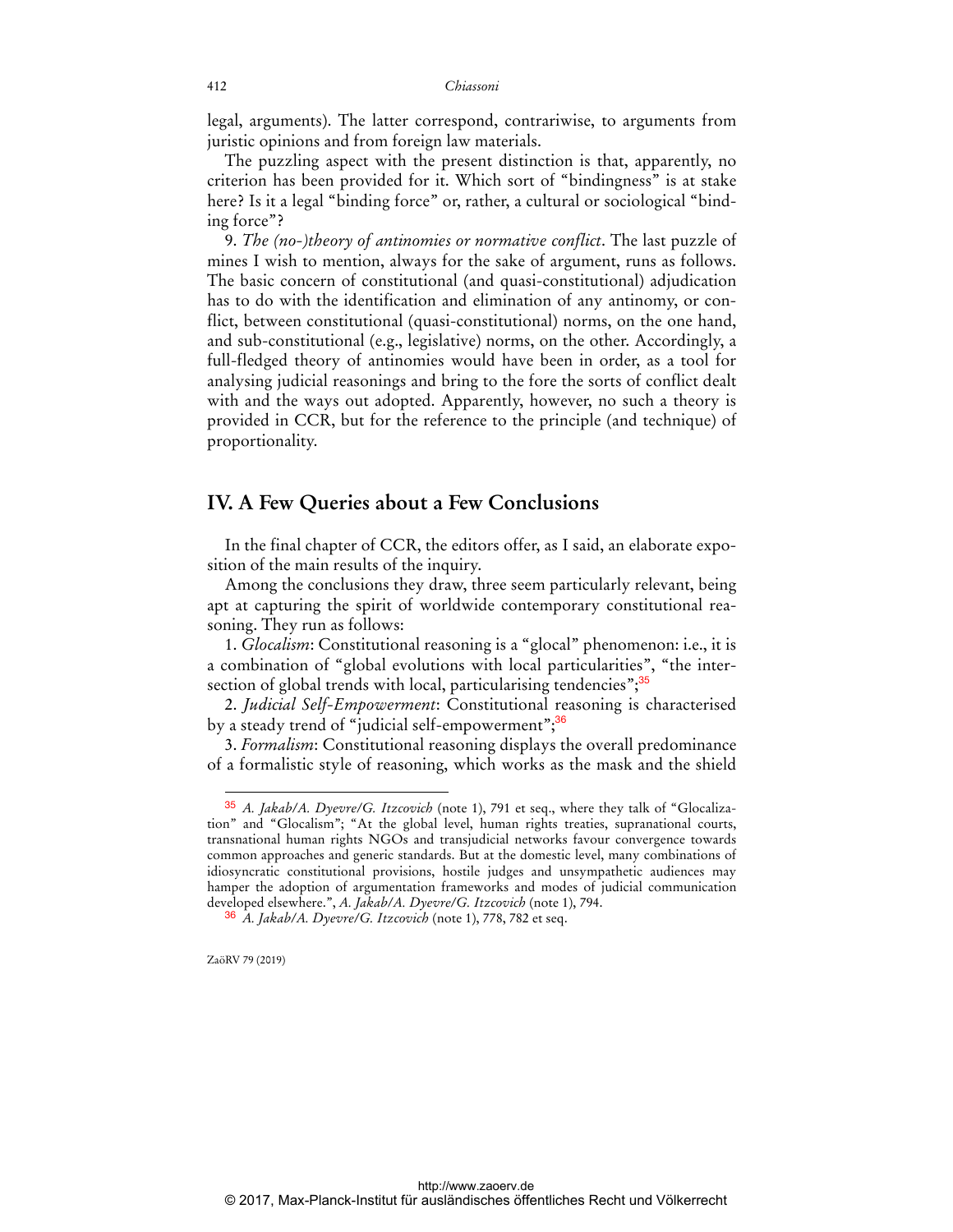legal, arguments). The latter correspond, contrariwise, to arguments from juristic opinions and from foreign law materials.

The puzzling aspect with the present distinction is that, apparently, no criterion has been provided for it. Which sort of "bindingness" is at stake here? Is it a legal "binding force" or, rather, a cultural or sociological "binding force"?

9. *The (no-)theory of antinomies or normative conflict*. The last puzzle of mines I wish to mention, always for the sake of argument, runs as follows. The basic concern of constitutional (and quasi-constitutional) adjudication has to do with the identification and elimination of any antinomy, or conflict, between constitutional (quasi-constitutional) norms, on the one hand, and sub-constitutional (e.g., legislative) norms, on the other. Accordingly, a full-fledged theory of antinomies would have been in order, as a tool for analysing judicial reasonings and bring to the fore the sorts of conflict dealt with and the ways out adopted. Apparently, however, no such a theory is provided in CCR, but for the reference to the principle (and technique) of proportionality.

## IV. A Few Queries about a Few Conclusions

In the final chapter of CCR, the editors offer, as I said, an elaborate exposition of the main results of the inquiry.

Among the conclusions they draw, three seem particularly relevant, being apt at capturing the spirit of worldwide contemporary constitutional reasoning. They run as follows:

1. *Glocalism*: Constitutional reasoning is a "glocal" phenomenon: i.e., it is a combination of "global evolutions with local particularities", "the intersection of global trends with local, particularising tendencies";[35]

2. *Judicial Self-Empowerment*: Constitutional reasoning is characterised by a steady trend of "judicial self-empowerment";[36]

3. *Formalism*: Constitutional reasoning displays the overall predominance of a formalistic style of reasoning, which works as the mask and the shield

---

[35] *A. Jakab/A. Dyevre/G. Itzcovich* (note 1), 791 et seq., where they talk of "Glocalization" and "Glocalism"; "At the global level, human rights treaties, supranational courts, transnational human rights NGOs and transjudicial networks favour convergence towards common approaches and generic standards. But at the domestic level, many combinations of idiosyncratic constitutional provisions, hostile judges and unsympathetic audiences may hamper the adoption of argumentation frameworks and modes of judicial communication developed elsewhere.", *A. Jakab/A. Dyevre/G. Itzcovich* (note 1), 794.

[36] *A. Jakab/A. Dyevre/G. Itzcovich* (note 1), 778, 782 et seq.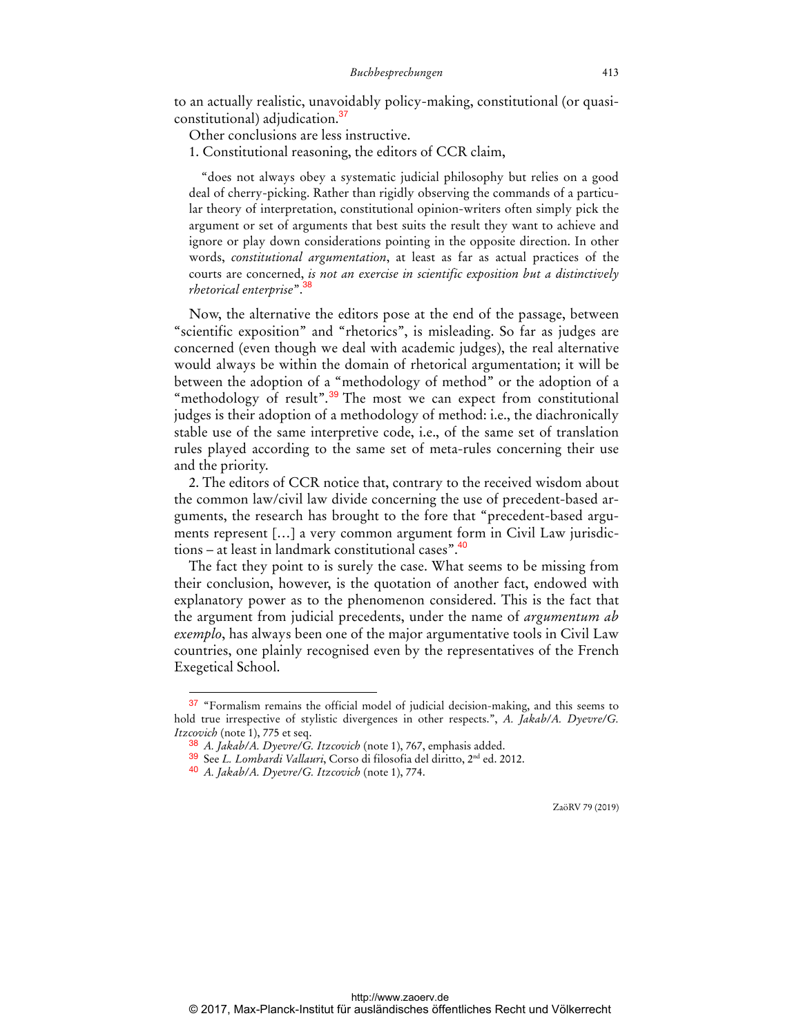to an actually realistic, unavoidably policy-making, constitutional (or quasi-constitutional) adjudication.[37]

Other conclusions are less instructive.

1. Constitutional reasoning, the editors of CCR claim,

> "does not always obey a systematic judicial philosophy but relies on a good deal of cherry-picking. Rather than rigidly observing the commands of a particular theory of interpretation, constitutional opinion-writers often simply pick the argument or set of arguments that best suits the result they want to achieve and ignore or play down considerations pointing in the opposite direction. In other words, *constitutional argumentation*, at least as far as actual practices of the courts are concerned, *is not an exercise in scientific exposition but a distinctively rhetorical enterprise*".[38]

Now, the alternative the editors pose at the end of the passage, between "scientific exposition" and "rhetorics", is misleading. So far as judges are concerned (even though we deal with academic judges), the real alternative would always be within the domain of rhetorical argumentation; it will be between the adoption of a "methodology of method" or the adoption of a "methodology of result".[39] The most we can expect from constitutional judges is their adoption of a methodology of method: i.e., the diachronically stable use of the same interpretive code, i.e., of the same set of translation rules played according to the same set of meta-rules concerning their use and the priority.

2. The editors of CCR notice that, contrary to the received wisdom about the common law/civil law divide concerning the use of precedent-based arguments, the research has brought to the fore that "precedent-based arguments represent […] a very common argument form in Civil Law jurisdictions – at least in landmark constitutional cases".[40]

The fact they point to is surely the case. What seems to be missing from their conclusion, however, is the quotation of another fact, endowed with explanatory power as to the phenomenon considered. This is the fact that the argument from judicial precedents, under the name of *argumentum ab exemplo*, has always been one of the major argumentative tools in Civil Law countries, one plainly recognised even by the representatives of the French Exegetical School.

---

[37] "Formalism remains the official model of judicial decision-making, and this seems to hold true irrespective of stylistic divergences in other respects.", *A. Jakab/A. Dyevre/G. Itzcovich* (note 1), 775 et seq.

[38] *A. Jakab/A. Dyevre/G. Itzcovich* (note 1), 767, emphasis added.

[39] See *L. Lombardi Vallauri*, Corso di filosofia del diritto, 2nd ed. 2012.

[40] *A. Jakab/A. Dyevre/G. Itzcovich* (note 1), 774.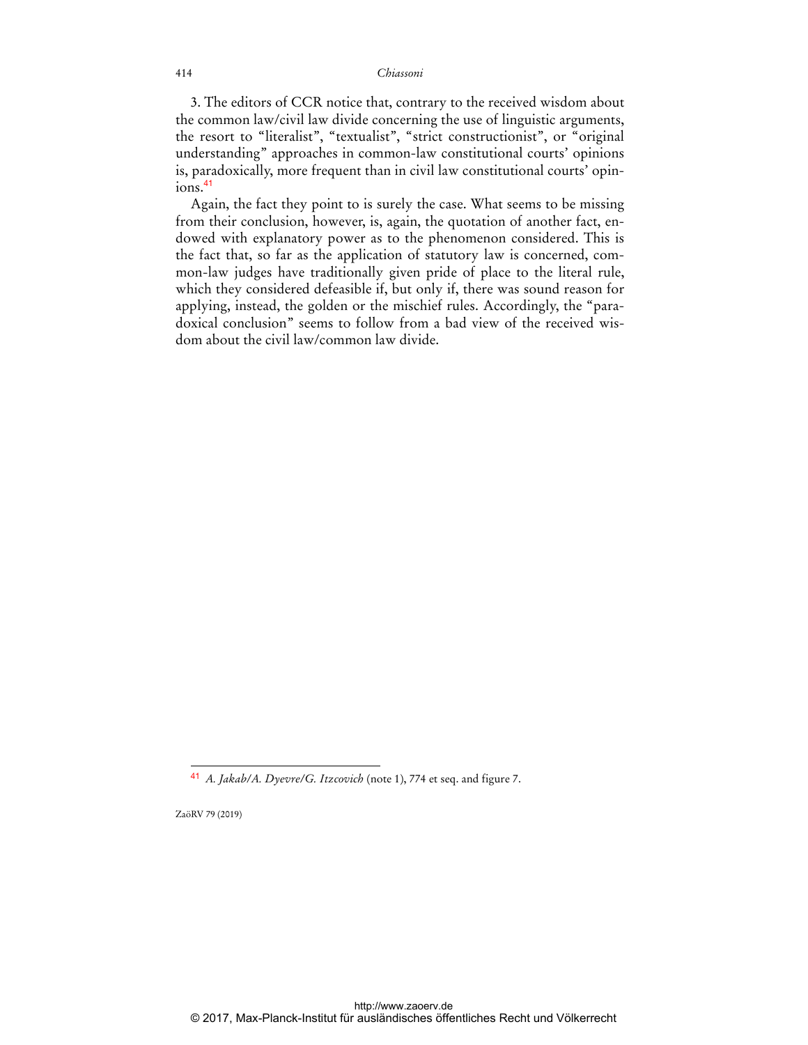3. The editors of CCR notice that, contrary to the received wisdom about the common law/civil law divide concerning the use of linguistic arguments, the resort to "literalist", "textualist", "strict constructionist", or "original understanding" approaches in common-law constitutional courts' opinions is, paradoxically, more frequent than in civil law constitutional courts' opinions.[41]

Again, the fact they point to is surely the case. What seems to be missing from their conclusion, however, is, again, the quotation of another fact, endowed with explanatory power as to the phenomenon considered. This is the fact that, so far as the application of statutory law is concerned, common-law judges have traditionally given pride of place to the literal rule, which they considered defeasible if, but only if, there was sound reason for applying, instead, the golden or the mischief rules. Accordingly, the "paradoxical conclusion" seems to follow from a bad view of the received wisdom about the civil law/common law divide.

---

[41] *A. Jakab/A. Dyevre/G. Itzcovich* (note 1), 774 et seq. and figure 7.